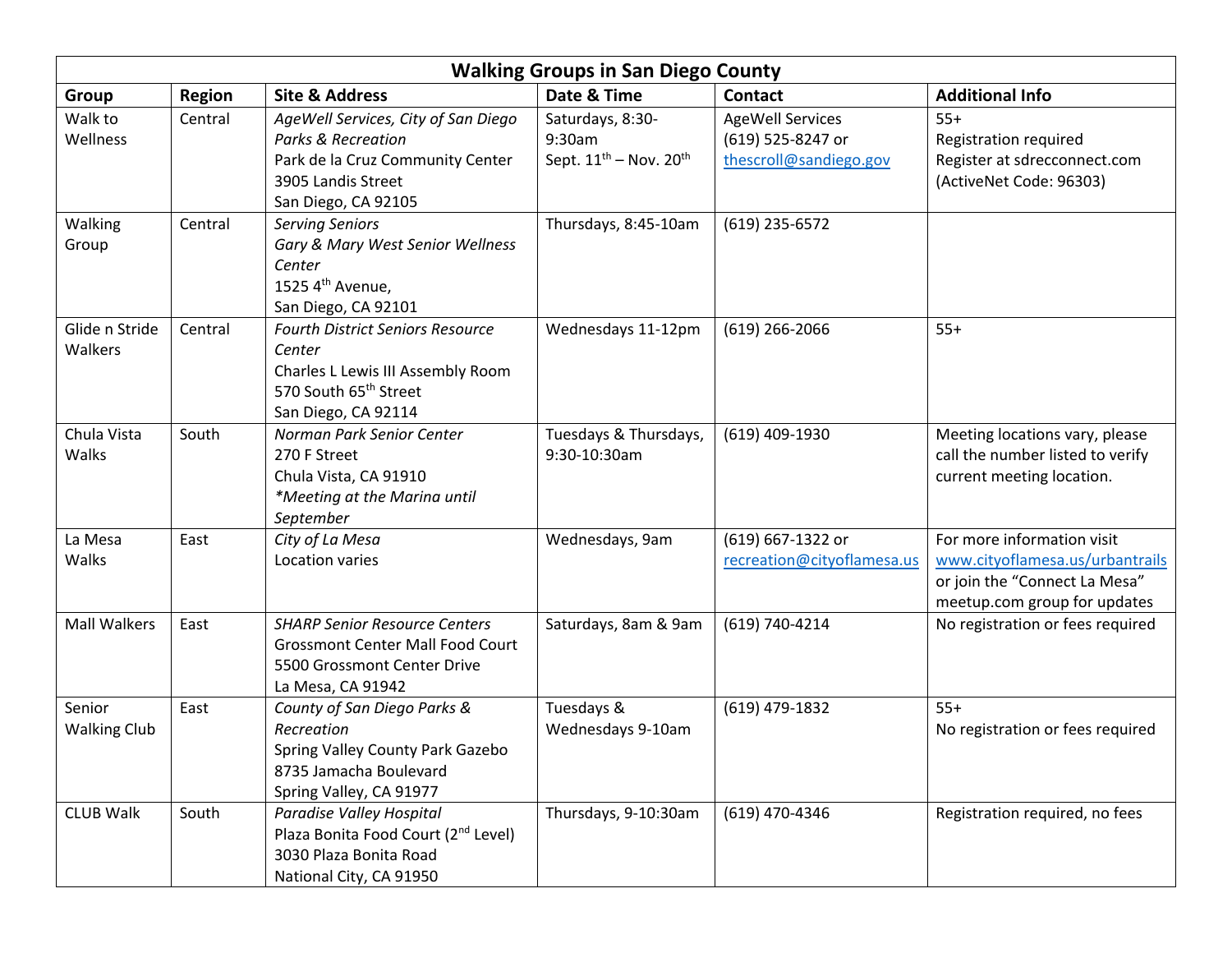# Walking Groups in San Diego County

| Group | Region | Site & Address | Date & Time | Contact | Additional Info |
|---|---|---|---|---|---|
| Walk to Wellness | Central | *AgeWell Services, City of San Diego Parks & Recreation*<br>Park de la Cruz Community Center<br>3905 Landis Street<br>San Diego, CA 92105 | Saturdays, 8:30-9:30am<br>Sept. 11th – Nov. 20th | AgeWell Services<br>(619) 525-8247 or<br>thescroll@sandiego.gov | 55+<br>Registration required<br>Register at sdrecconnect.com<br>(ActiveNet Code: 96303) |
| Walking Group | Central | *Serving Seniors*<br>*Gary & Mary West Senior Wellness Center*<br>1525 4th Avenue,<br>San Diego, CA 92101 | Thursdays, 8:45-10am | (619) 235-6572 | |
| Glide n Stride Walkers | Central | *Fourth District Seniors Resource Center*<br>Charles L Lewis III Assembly Room<br>570 South 65th Street<br>San Diego, CA 92114 | Wednesdays 11-12pm | (619) 266-2066 | 55+ |
| Chula Vista Walks | South | *Norman Park Senior Center*<br>270 F Street<br>Chula Vista, CA 91910<br>*\*Meeting at the Marina until September* | Tuesdays & Thursdays, 9:30-10:30am | (619) 409-1930 | Meeting locations vary, please call the number listed to verify current meeting location. |
| La Mesa Walks | East | *City of La Mesa*<br>Location varies | Wednesdays, 9am | (619) 667-1322 or<br>recreation@cityoflamesa.us | For more information visit www.cityoflamesa.us/urbantrails or join the “Connect La Mesa” meetup.com group for updates |
| Mall Walkers | East | *SHARP Senior Resource Centers*<br>Grossmont Center Mall Food Court<br>5500 Grossmont Center Drive<br>La Mesa, CA 91942 | Saturdays, 8am & 9am | (619) 740-4214 | No registration or fees required |
| Senior Walking Club | East | *County of San Diego Parks & Recreation*<br>Spring Valley County Park Gazebo<br>8735 Jamacha Boulevard<br>Spring Valley, CA 91977 | Tuesdays & Wednesdays 9-10am | (619) 479-1832 | 55+<br>No registration or fees required |
| CLUB Walk | South | *Paradise Valley Hospital*<br>Plaza Bonita Food Court (2nd Level)<br>3030 Plaza Bonita Road<br>National City, CA 91950 | Thursdays, 9-10:30am | (619) 470-4346 | Registration required, no fees |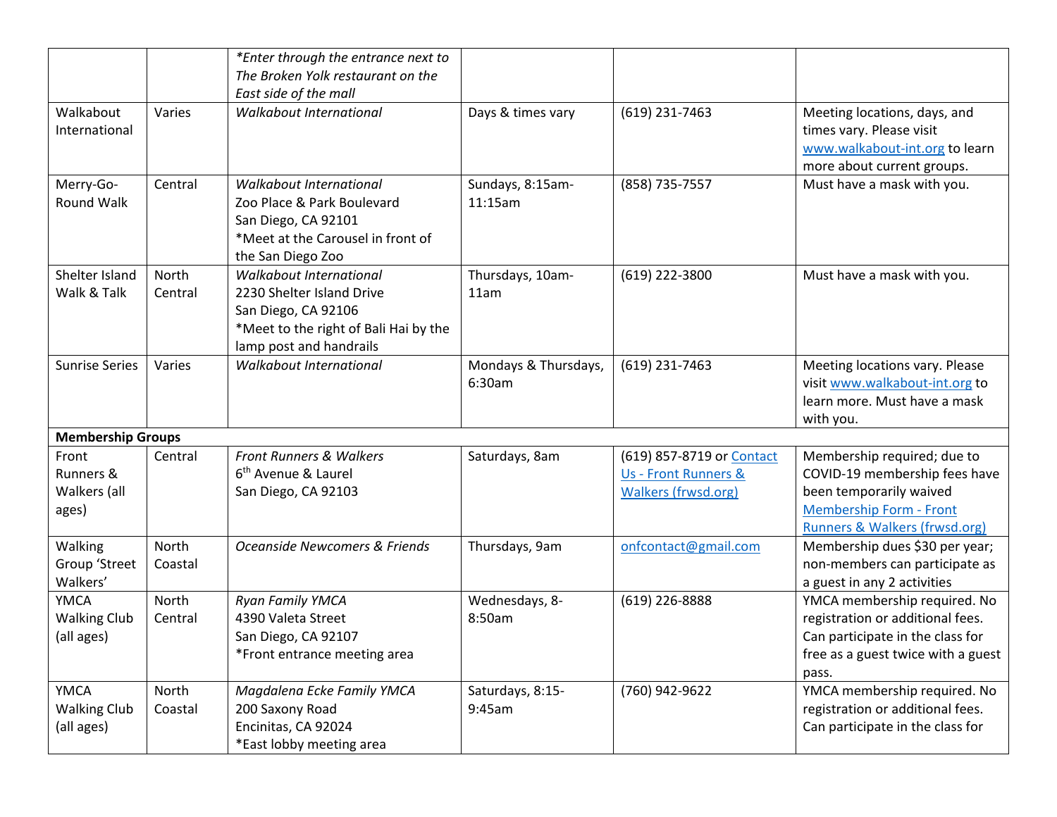| | | | | | |
|---|---|---|---|---|---|
| | | *\*Enter through the entrance next to The Broken Yolk restaurant on the East side of the mall* | | | |
| Walkabout International | Varies | *Walkabout International* | Days & times vary | (619) 231-7463 | Meeting locations, days, and times vary. Please visit www.walkabout-int.org to learn more about current groups. |
| Merry-Go-Round Walk | Central | *Walkabout International*<br>Zoo Place & Park Boulevard<br>San Diego, CA 92101<br>*Meet at the Carousel in front of the San Diego Zoo | Sundays, 8:15am-11:15am | (858) 735-7557 | Must have a mask with you. |
| Shelter Island Walk & Talk | North Central | *Walkabout International*<br>2230 Shelter Island Drive<br>San Diego, CA 92106<br>*Meet to the right of Bali Hai by the lamp post and handrails | Thursdays, 10am-11am | (619) 222-3800 | Must have a mask with you. |
| Sunrise Series | Varies | *Walkabout International* | Mondays & Thursdays, 6:30am | (619) 231-7463 | Meeting locations vary. Please visit www.walkabout-int.org to learn more. Must have a mask with you. |
| **Membership Groups** | | | | | |
| Front Runners & Walkers (all ages) | Central | *Front Runners & Walkers*<br>6th Avenue & Laurel<br>San Diego, CA 92103 | Saturdays, 8am | (619) 857-8719 or Contact Us - Front Runners & Walkers (frwsd.org) | Membership required; due to COVID-19 membership fees have been temporarily waived Membership Form - Front Runners & Walkers (frwsd.org) |
| Walking Group 'Street Walkers' | North Coastal | *Oceanside Newcomers & Friends* | Thursdays, 9am | onfcontact@gmail.com | Membership dues $30 per year; non-members can participate as a guest in any 2 activities |
| YMCA Walking Club (all ages) | North Central | *Ryan Family YMCA*<br>4390 Valeta Street<br>San Diego, CA 92107<br>*Front entrance meeting area | Wednesdays, 8-8:50am | (619) 226-8888 | YMCA membership required. No registration or additional fees. Can participate in the class for free as a guest twice with a guest pass. |
| YMCA Walking Club (all ages) | North Coastal | *Magdalena Ecke Family YMCA*<br>200 Saxony Road<br>Encinitas, CA 92024<br>*East lobby meeting area | Saturdays, 8:15-9:45am | (760) 942-9622 | YMCA membership required. No registration or additional fees. Can participate in the class for |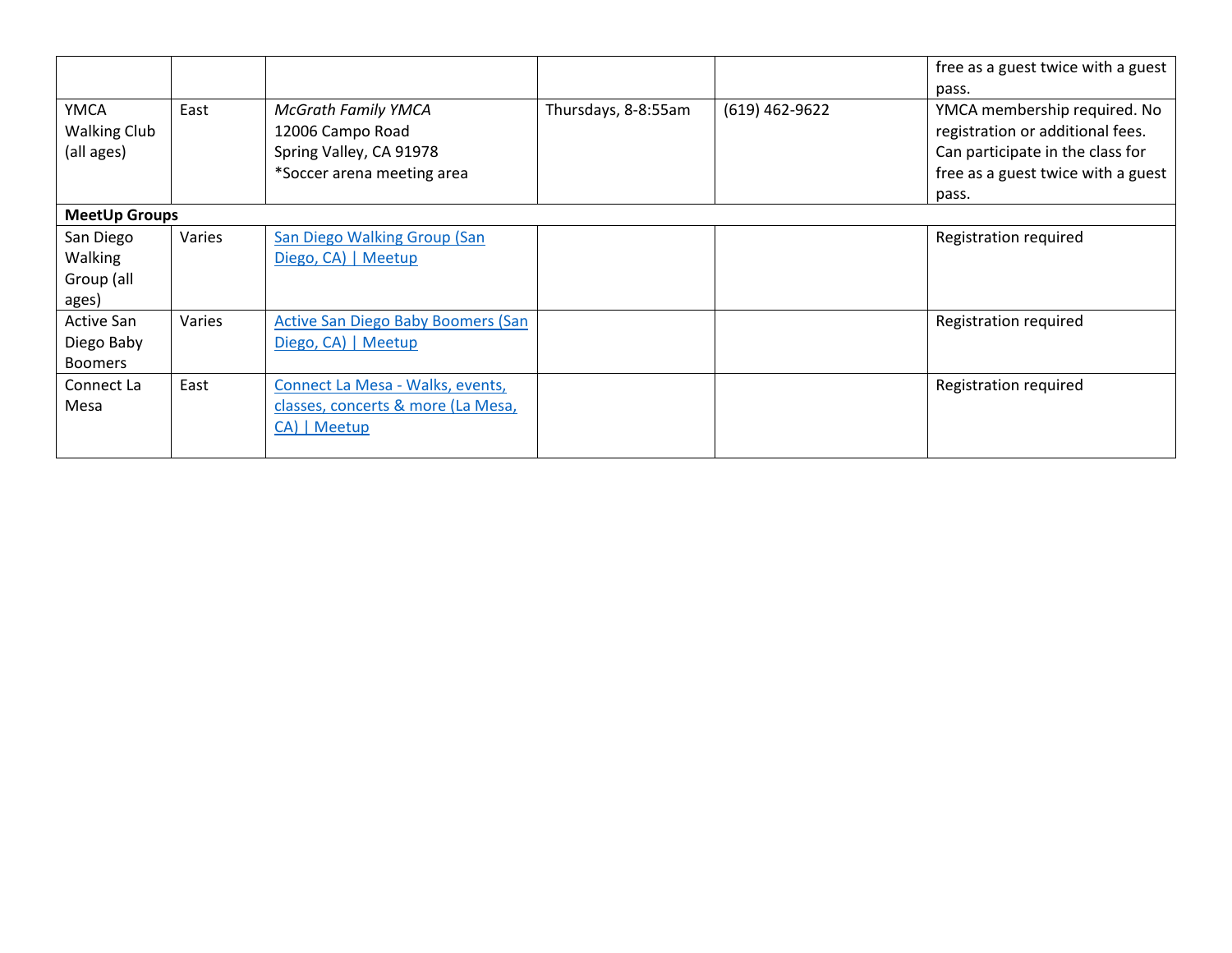| | | | | | |
|---|---|---|---|---|---|
| | | | | | free as a guest twice with a guest pass. |
| YMCA Walking Club (all ages) | East | *McGrath Family YMCA*<br>12006 Campo Road<br>Spring Valley, CA 91978<br>*Soccer arena meeting area | Thursdays, 8-8:55am | (619) 462-9622 | YMCA membership required. No registration or additional fees. Can participate in the class for free as a guest twice with a guest pass. |
| **MeetUp Groups** | | | | | |
| San Diego Walking Group (all ages) | Varies | San Diego Walking Group (San Diego, CA) \| Meetup | | | Registration required |
| Active San Diego Baby Boomers | Varies | Active San Diego Baby Boomers (San Diego, CA) \| Meetup | | | Registration required |
| Connect La Mesa | East | Connect La Mesa - Walks, events, classes, concerts & more (La Mesa, CA) \| Meetup | | | Registration required |